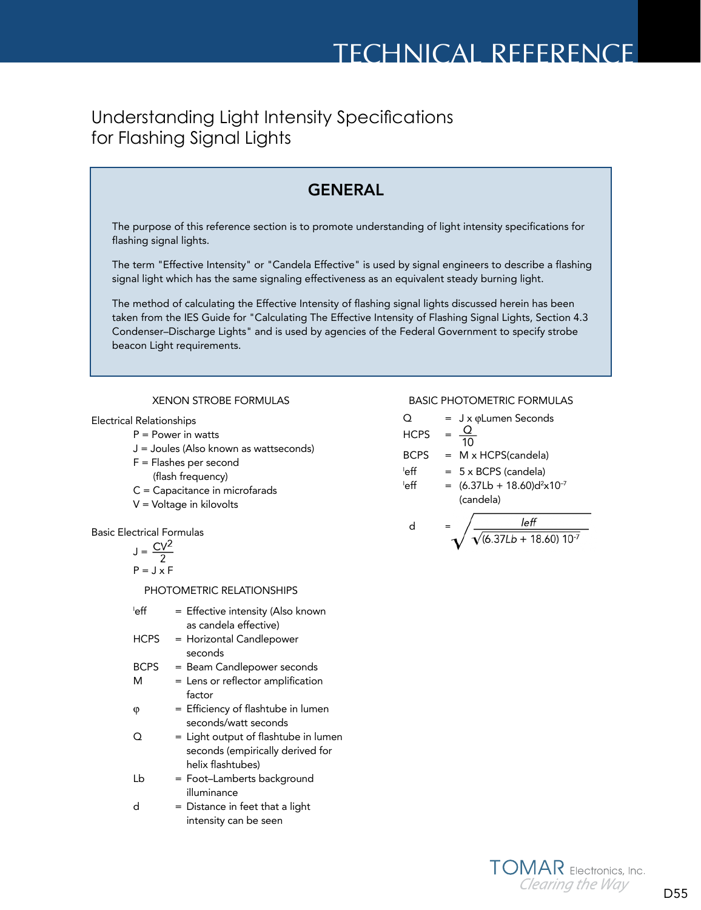# TECHNICAL REFERENCE

## Understanding Light Intensity Specifications for Flashing Signal Lights

### GENERAL

The purpose of this reference section is to promote understanding of light intensity specifications for flashing signal lights.

The term "Effective Intensity" or "Candela Effective" is used by signal engineers to describe a flashing signal light which has the same signaling effectiveness as an equivalent steady burning light.

The method of calculating the Effective Intensity of flashing signal lights discussed herein has been taken from the IES Guide for "Calculating The Effective Intensity of Flashing Signal Lights, Section 4.3 Condenser–Discharge Lights" and is used by agencies of the Federal Government to specify strobe beacon Light requirements.

### XENON STROBE FORMULAS

Electrical Relationships

- P = Power in watts
- J = Joules (Also known as wattseconds)
- F = Flashes per second (flash frequency)
- C = Capacitance in microfarads
- V = Voltage in kilovolts

Basic Electrical Formulas

$$J = \frac{CV^2}{2}$$

$$P = J \times F$$

### PHOTOMETRIC RELATIONSHIPS

- $I_{eff}$ = Effective intensity (Also known as candela effective)
- HCPS = Horizontal Candlepower seconds
- BCPS = Beam Candlepower seconds
- M = Lens or reflector amplification factor
- $\varphi$ = Efficiency of flashtube in lumen seconds/watt seconds
- Q = Light output of flashtube in lumen seconds (empirically derived for helix flashtubes)
- Lb = Foot–Lamberts background illuminance
- d = Distance in feet that a light intensity can be seen

### BASIC PHOTOMETRIC FORMULAS

$$Q = J \times \varphi \text{ Lumen Seconds}$$

$$HCPS = \frac{Q}{10}$$

$$BCPS = M \times HCPS \text{ (candela)}$$

$$I_{eff} = 5 \times BCPS \text{ (candela)}$$

$$I_{eff} = (6.37Lb + 18.60)d^2 \times 10^{-7} \text{ (candela)}$$

$$d = \sqrt{\frac{I_{eff}}{\sqrt{(6.37Lb + 18.60)\,10^{-7}}}}$$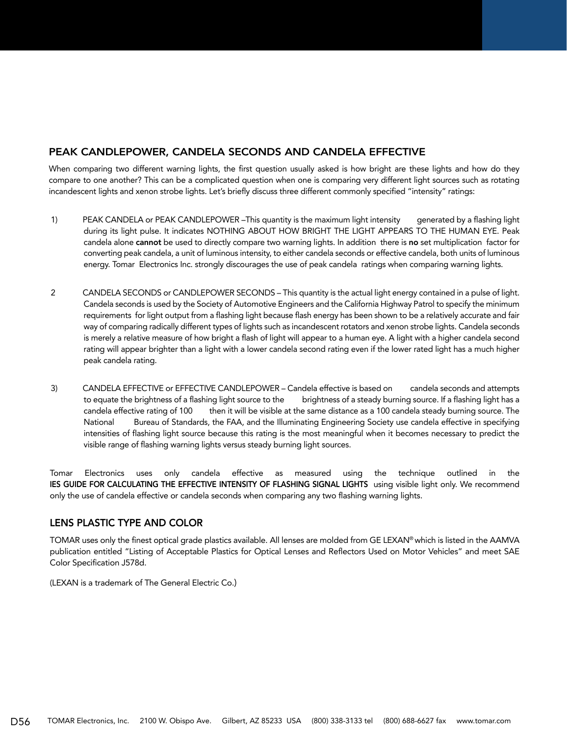## PEAK CANDLEPOWER, CANDELA SECONDS AND CANDELA EFFECTIVE

When comparing two different warning lights, the first question usually asked is how bright are these lights and how do they compare to one another? This can be a complicated question when one is comparing very different light sources such as rotating incandescent lights and xenon strobe lights. Let's briefly discuss three different commonly specified "intensity" ratings:

1) PEAK CANDELA or PEAK CANDLEPOWER –This quantity is the maximum light intensity generated by a flashing light during its light pulse. It indicates NOTHING ABOUT HOW BRIGHT THE LIGHT APPEARS TO THE HUMAN EYE. Peak candela alone **cannot** be used to directly compare two warning lights. In addition there is **no** set multiplication factor for converting peak candela, a unit of luminous intensity, to either candela seconds or effective candela, both units of luminous energy. Tomar Electronics Inc. strongly discourages the use of peak candela ratings when comparing warning lights.

2 CANDELA SECONDS or CANDLEPOWER SECONDS – This quantity is the actual light energy contained in a pulse of light. Candela seconds is used by the Society of Automotive Engineers and the California Highway Patrol to specify the minimum requirements for light output from a flashing light because flash energy has been shown to be a relatively accurate and fair way of comparing radically different types of lights such as incandescent rotators and xenon strobe lights. Candela seconds is merely a relative measure of how bright a flash of light will appear to a human eye. A light with a higher candela second rating will appear brighter than a light with a lower candela second rating even if the lower rated light has a much higher peak candela rating.

3) CANDELA EFFECTIVE or EFFECTIVE CANDLEPOWER – Candela effective is based on candela seconds and attempts to equate the brightness of a flashing light source to the brightness of a steady burning source. If a flashing light has a candela effective rating of 100 then it will be visible at the same distance as a 100 candela steady burning source. The National Bureau of Standards, the FAA, and the Illuminating Engineering Society use candela effective in specifying intensities of flashing light source because this rating is the most meaningful when it becomes necessary to predict the visible range of flashing warning lights versus steady burning light sources.

Tomar Electronics uses only candela effective as measured using the technique outlined in the **IES GUIDE FOR CALCULATING THE EFFECTIVE INTENSITY OF FLASHING SIGNAL LIGHTS** using visible light only. We recommend only the use of candela effective or candela seconds when comparing any two flashing warning lights.

## LENS PLASTIC TYPE AND COLOR

TOMAR uses only the finest optical grade plastics available. All lenses are molded from GE LEXAN® which is listed in the AAMVA publication entitled "Listing of Acceptable Plastics for Optical Lenses and Reflectors Used on Motor Vehicles" and meet SAE Color Specification J578d.

(LEXAN is a trademark of The General Electric Co.)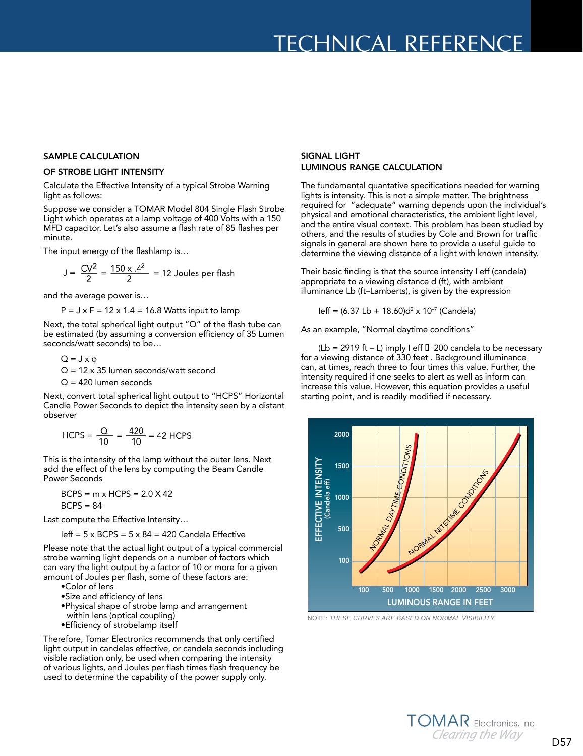# TECHNICAL REFERENCE

## SAMPLE CALCULATION

## OF STROBE LIGHT INTENSITY

Calculate the Effective Intensity of a typical Strobe Warning light as follows:

Suppose we consider a TOMAR Model 804 Single Flash Strobe Light which operates at a lamp voltage of 400 Volts with a 150 MFD capacitor. Let's also assume a flash rate of 85 flashes per minute.

The input energy of the flashlamp is…

$$J = \frac{CV^2}{2} = \frac{150 \times .4^2}{2} = 12 \text{ Joules per flash}$$

and the average power is…

$P = J \times F = 12 \times 1.4 = 16.8$ Watts input to lamp

Next, the total spherical light output "Q" of the flash tube can be estimated (by assuming a conversion efficiency of 35 Lumen seconds/watt seconds) to be…

$Q = J \times \varphi$

$Q = 12 \times 35$ lumen seconds/watt second

$Q = 420$ lumen seconds

Next, convert total spherical light output to "HCPS" Horizontal Candle Power Seconds to depict the intensity seen by a distant observer

$$HCPS = \frac{Q}{10} = \frac{420}{10} = 42 \text{ HCPS}$$

This is the intensity of the lamp without the outer lens. Next add the effect of the lens by computing the Beam Candle Power Seconds

$BCPS = m \times HCPS = 2.0 \times 42$

$BCPS = 84$

Last compute the Effective Intensity…

$I_{eff} = 5 \times BCPS = 5 \times 84 = 420$ Candela Effective

Please note that the actual light output of a typical commercial strobe warning light depends on a number of factors which can vary the light output by a factor of 10 or more for a given amount of Joules per flash, some of these factors are:

- Color of lens
- Size and efficiency of lens
- Physical shape of strobe lamp and arrangement within lens (optical coupling)
- Efficiency of strobelamp itself

Therefore, Tomar Electronics recommends that only certified light output in candelas effective, or candela seconds including visible radiation only, be used when comparing the intensity of various lights, and Joules per flash times flash frequency be used to determine the capability of the power supply only.

## SIGNAL LIGHT LUMINOUS RANGE CALCULATION

The fundamental quantative specifications needed for warning lights is intensity. This is not a simple matter. The brightness required for "adequate" warning depends upon the individual's physical and emotional characteristics, the ambient light level, and the entire visual context. This problem has been studied by others, and the results of studies by Cole and Brown for traffic signals in general are shown here to provide a useful guide to determine the viewing distance of a light with known intensity.

Their basic finding is that the source intensity I eff (candela) appropriate to a viewing distance d (ft), with ambient illuminance Lb (ft–Lamberts), is given by the expression

$$I_{eff} = (6.37\, L_b + 18.60)d^2 \times 10^{-7} \text{ (Candela)}$$

As an example, "Normal daytime conditions"

($L_b$ = 2919 ft – L) imply I eff ≈ 200 candela to be necessary for a viewing distance of 330 feet . Background illuminance can, at times, reach three to four times this value. Further, the intensity required if one seeks to alert as well as inform can increase this value. However, this equation provides a useful starting point, and is readily modified if necessary.

EFFECTIVE INTENSITY (Candela eff)

2000
1500
1000
500
100

NORMAL DAYTIME CONDITIONS

NORMAL NITETIME CONDITIONS

100 500 1000 1500 2000 2500 3000

LUMINOUS RANGE IN FEET

NOTE: *THESE CURVES ARE BASED ON NORMAL VISIBILITY*

TOMAR Electronics, Inc.
*Clearing the Way*